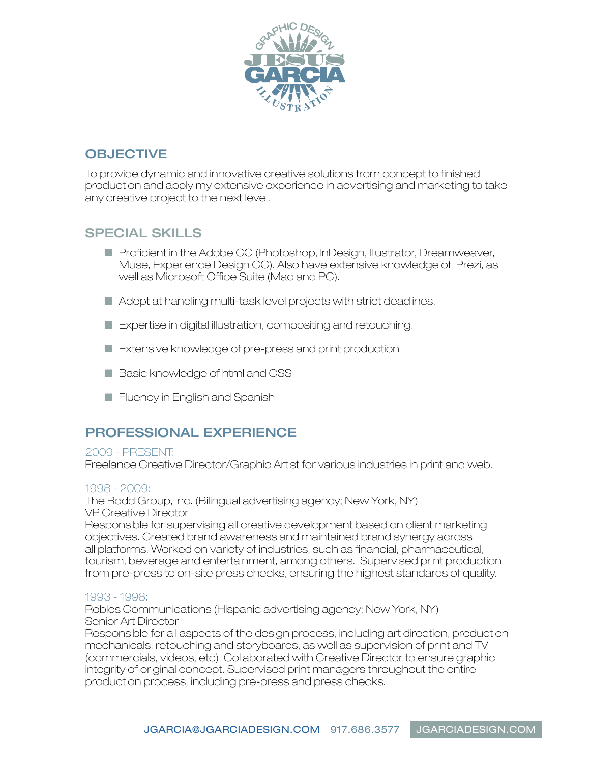GRAPHIC DESIGN

JESÚS GARCIA

ILLUSTRATION

## OBJECTIVE

To provide dynamic and innovative creative solutions from concept to finished production and apply my extensive experience in advertising and marketing to take any creative project to the next level.

## SPECIAL SKILLS

- Proficient in the Adobe CC (Photoshop, InDesign, Illustrator, Dreamweaver, Muse, Experience Design CC). Also have extensive knowledge of Prezi, as well as Microsoft Office Suite (Mac and PC).
- Adept at handling multi-task level projects with strict deadlines.
- Expertise in digital illustration, compositing and retouching.
- Extensive knowledge of pre-press and print production
- Basic knowledge of html and CSS
- Fluency in English and Spanish

## PROFESSIONAL EXPERIENCE

2009 - PRESENT:
Freelance Creative Director/Graphic Artist for various industries in print and web.

1998 - 2009:
The Rodd Group, Inc. (Bilingual advertising agency; New York, NY)
VP Creative Director
Responsible for supervising all creative development based on client marketing objectives. Created brand awareness and maintained brand synergy across all platforms. Worked on variety of industries, such as financial, pharmaceutical, tourism, beverage and entertainment, among others. Supervised print production from pre-press to on-site press checks, ensuring the highest standards of quality.

1993 - 1998:
Robles Communications (Hispanic advertising agency; New York, NY)
Senior Art Director
Responsible for all aspects of the design process, including art direction, production mechanicals, retouching and storyboards, as well as supervision of print and TV (commercials, videos, etc). Collaborated with Creative Director to ensure graphic integrity of original concept. Supervised print managers throughout the entire production process, including pre-press and press checks.

JGARCIA@JGARCIADESIGN.COM 917.686.3577 JGARCIADESIGN.COM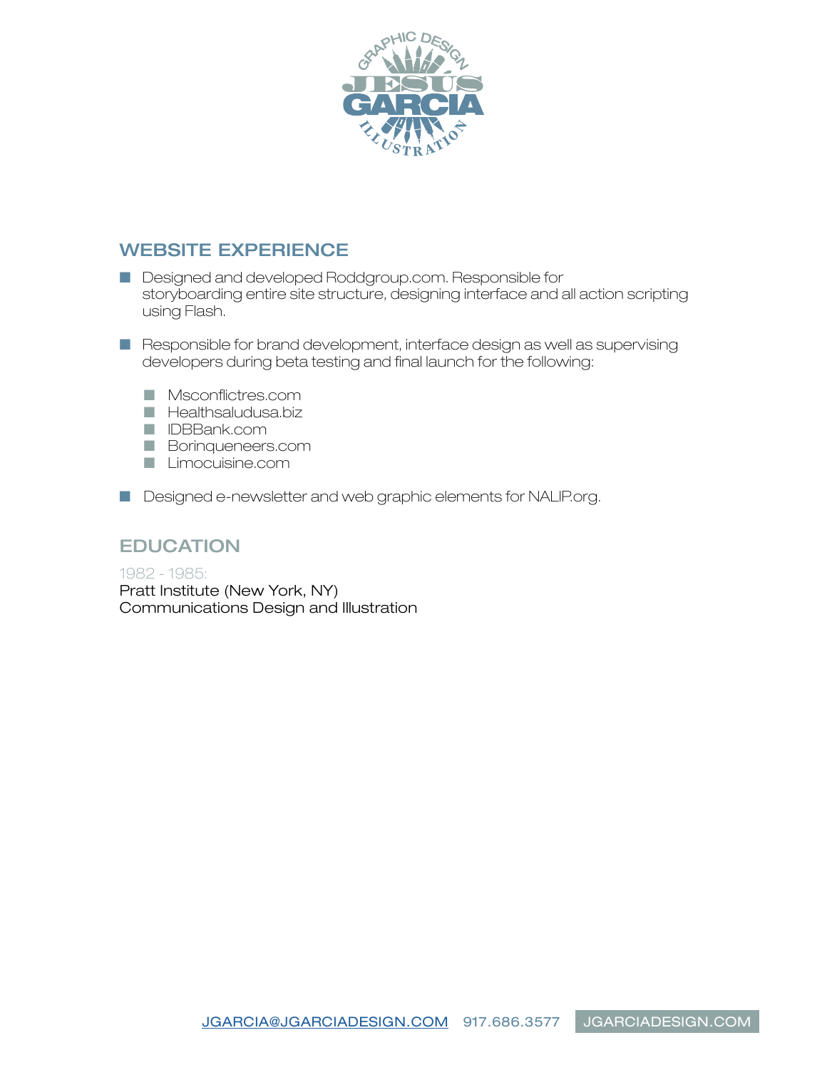## WEBSITE EXPERIENCE

- Designed and developed Roddgroup.com. Responsible for storyboarding entire site structure, designing interface and all action scripting using Flash.
- Responsible for brand development, interface design as well as supervising developers during beta testing and final launch for the following:
  - Msconflictres.com
  - Healthsaludusa.biz
  - IDBBank.com
  - Borinqueneers.com
  - Limocuisine.com
- Designed e-newsletter and web graphic elements for NALIP.org.

## EDUCATION

1982 - 1985:
Pratt Institute (New York, NY)
Communications Design and Illustration

JGARCIA@JGARCIADESIGN.COM 917.686.3577 JGARCIADESIGN.COM